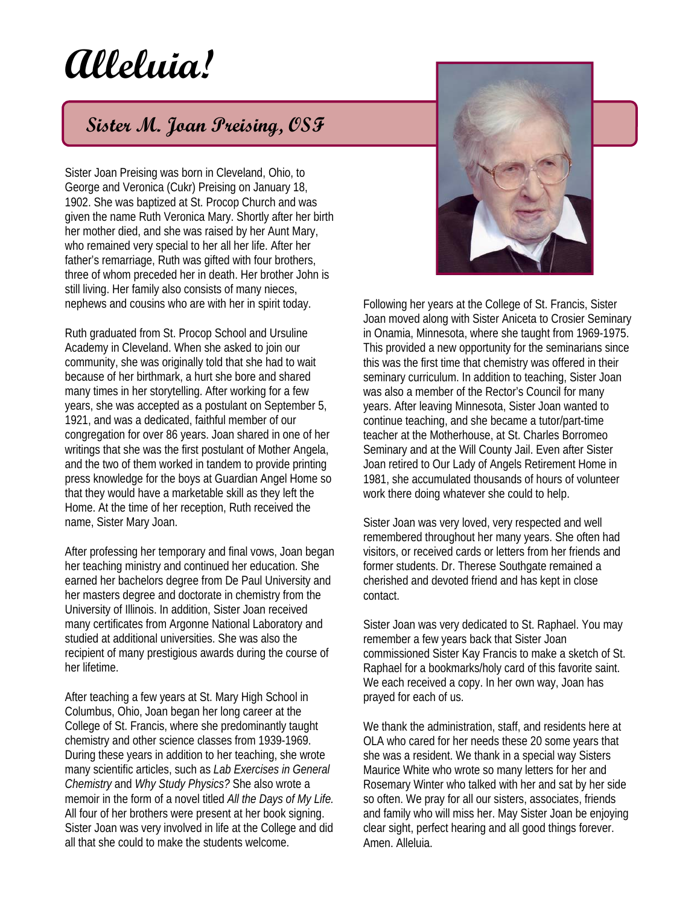# Alleluia!

## Sister M. Joan Preising, OSF

Sister Joan Preising was born in Cleveland, Ohio, to George and Veronica (Cukr) Preising on January 18, 1902. She was baptized at St. Procop Church and was given the name Ruth Veronica Mary. Shortly after her birth her mother died, and she was raised by her Aunt Mary, who remained very special to her all her life. After her father's remarriage, Ruth was gifted with four brothers, three of whom preceded her in death. Her brother John is still living. Her family also consists of many nieces, nephews and cousins who are with her in spirit today.

Ruth graduated from St. Procop School and Ursuline Academy in Cleveland. When she asked to join our community, she was originally told that she had to wait because of her birthmark, a hurt she bore and shared many times in her storytelling. After working for a few years, she was accepted as a postulant on September 5, 1921, and was a dedicated, faithful member of our congregation for over 86 years. Joan shared in one of her writings that she was the first postulant of Mother Angela, and the two of them worked in tandem to provide printing press knowledge for the boys at Guardian Angel Home so that they would have a marketable skill as they left the Home. At the time of her reception, Ruth received the name, Sister Mary Joan.

After professing her temporary and final vows, Joan began her teaching ministry and continued her education. She earned her bachelors degree from De Paul University and her masters degree and doctorate in chemistry from the University of Illinois. In addition, Sister Joan received many certificates from Argonne National Laboratory and studied at additional universities. She was also the recipient of many prestigious awards during the course of her lifetime.

After teaching a few years at St. Mary High School in Columbus, Ohio, Joan began her long career at the College of St. Francis, where she predominantly taught chemistry and other science classes from 1939-1969. During these years in addition to her teaching, she wrote many scientific articles, such as *Lab Exercises in General Chemistry* and *Why Study Physics?* She also wrote a memoir in the form of a novel titled *All the Days of My Life.* All four of her brothers were present at her book signing. Sister Joan was very involved in life at the College and did all that she could to make the students welcome.

Following her years at the College of St. Francis, Sister Joan moved along with Sister Aniceta to Crosier Seminary in Onamia, Minnesota, where she taught from 1969-1975. This provided a new opportunity for the seminarians since this was the first time that chemistry was offered in their seminary curriculum. In addition to teaching, Sister Joan was also a member of the Rector's Council for many years. After leaving Minnesota, Sister Joan wanted to continue teaching, and she became a tutor/part-time teacher at the Motherhouse, at St. Charles Borromeo Seminary and at the Will County Jail. Even after Sister Joan retired to Our Lady of Angels Retirement Home in 1981, she accumulated thousands of hours of volunteer work there doing whatever she could to help.

Sister Joan was very loved, very respected and well remembered throughout her many years. She often had visitors, or received cards or letters from her friends and former students. Dr. Therese Southgate remained a cherished and devoted friend and has kept in close contact.

Sister Joan was very dedicated to St. Raphael. You may remember a few years back that Sister Joan commissioned Sister Kay Francis to make a sketch of St. Raphael for a bookmarks/holy card of this favorite saint. We each received a copy. In her own way, Joan has prayed for each of us.

We thank the administration, staff, and residents here at OLA who cared for her needs these 20 some years that she was a resident. We thank in a special way Sisters Maurice White who wrote so many letters for her and Rosemary Winter who talked with her and sat by her side so often. We pray for all our sisters, associates, friends and family who will miss her. May Sister Joan be enjoying clear sight, perfect hearing and all good things forever. Amen. Alleluia.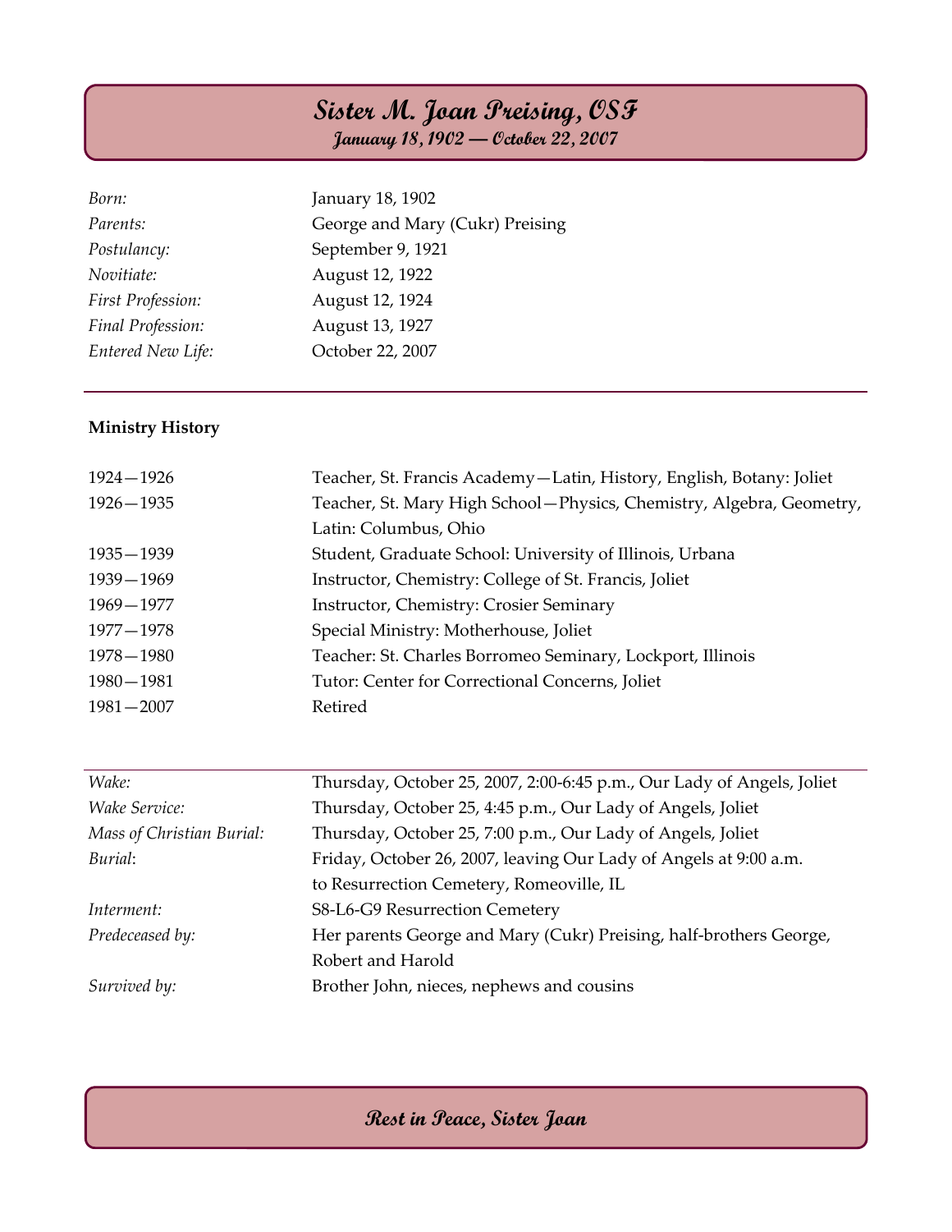# Sister M. Joan Preising, OSF

**January 18, 1902 — October 22, 2007**

| | |
|---|---|
| *Born:* | January 18, 1902 |
| *Parents:* | George and Mary (Cukr) Preising |
| *Postulancy:* | September 9, 1921 |
| *Novitiate:* | August 12, 1922 |
| *First Profession:* | August 12, 1924 |
| *Final Profession:* | August 13, 1927 |
| *Entered New Life:* | October 22, 2007 |

**Ministry History**

| | |
|---|---|
| 1924—1926 | Teacher, St. Francis Academy—Latin, History, English, Botany: Joliet |
| 1926—1935 | Teacher, St. Mary High School—Physics, Chemistry, Algebra, Geometry, Latin: Columbus, Ohio |
| 1935—1939 | Student, Graduate School: University of Illinois, Urbana |
| 1939—1969 | Instructor, Chemistry: College of St. Francis, Joliet |
| 1969—1977 | Instructor, Chemistry: Crosier Seminary |
| 1977—1978 | Special Ministry: Motherhouse, Joliet |
| 1978—1980 | Teacher: St. Charles Borromeo Seminary, Lockport, Illinois |
| 1980—1981 | Tutor: Center for Correctional Concerns, Joliet |
| 1981—2007 | Retired |

| | |
|---|---|
| *Wake:* | Thursday, October 25, 2007, 2:00-6:45 p.m., Our Lady of Angels, Joliet |
| *Wake Service:* | Thursday, October 25, 4:45 p.m., Our Lady of Angels, Joliet |
| *Mass of Christian Burial:* | Thursday, October 25, 7:00 p.m., Our Lady of Angels, Joliet |
| *Burial:* | Friday, October 26, 2007, leaving Our Lady of Angels at 9:00 a.m. to Resurrection Cemetery, Romeoville, IL |
| *Interment:* | S8-L6-G9 Resurrection Cemetery |
| *Predeceased by:* | Her parents George and Mary (Cukr) Preising, half-brothers George, Robert and Harold |
| *Survived by:* | Brother John, nieces, nephews and cousins |

**Rest in Peace, Sister Joan**